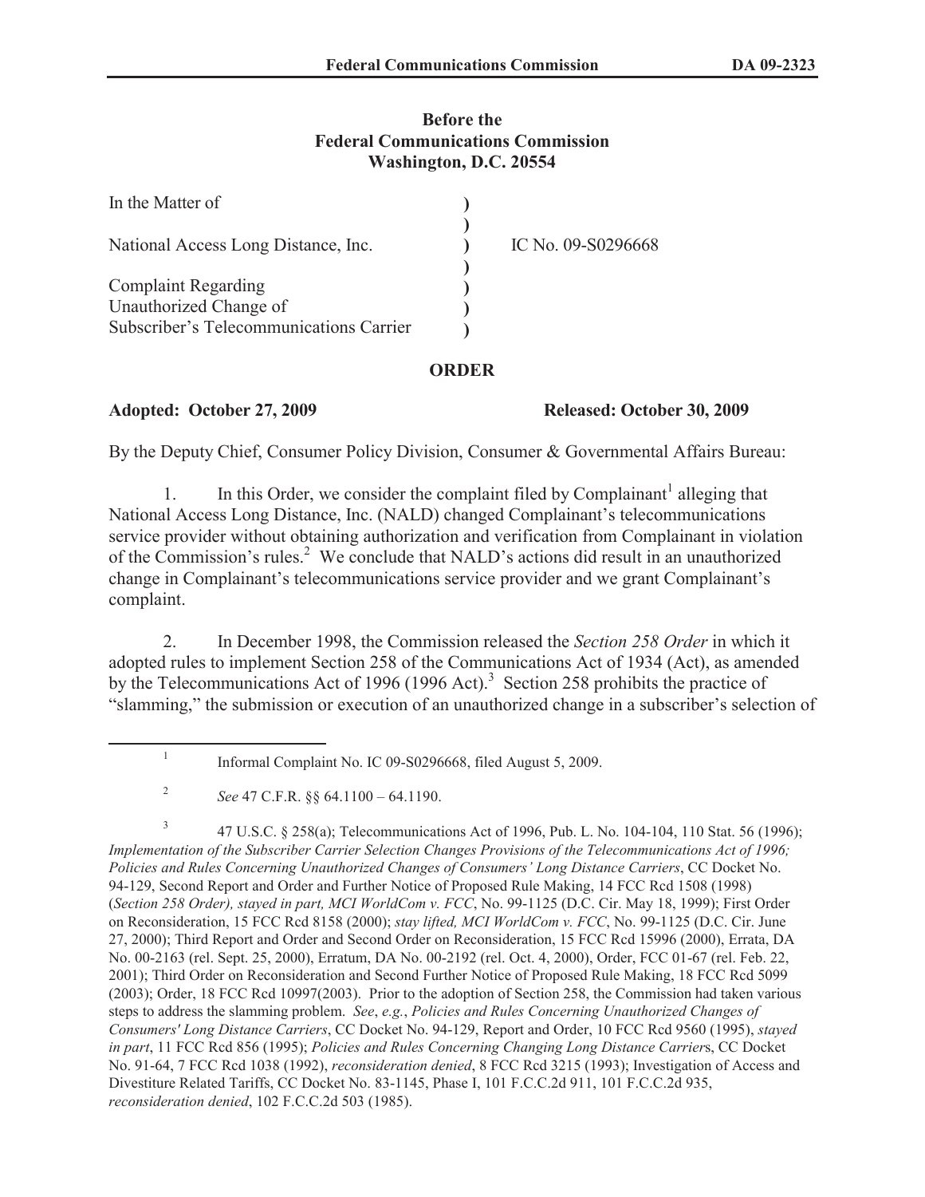**Before the**
**Federal Communications Commission**
**Washington, D.C. 20554**

| | | |
|---|---|---|
| In the Matter of | ) | |
| | ) | |
| National Access Long Distance, Inc. | ) | IC No. 09-S0296668 |
| | ) | |
| Complaint Regarding | ) | |
| Unauthorized Change of | ) | |
| Subscriber's Telecommunications Carrier | ) | |

## ORDER

**Adopted: October 27, 2009** **Released: October 30, 2009**

By the Deputy Chief, Consumer Policy Division, Consumer & Governmental Affairs Bureau:

1. In this Order, we consider the complaint filed by Complainant[1] alleging that National Access Long Distance, Inc. (NALD) changed Complainant's telecommunications service provider without obtaining authorization and verification from Complainant in violation of the Commission's rules.[2] We conclude that NALD's actions did result in an unauthorized change in Complainant's telecommunications service provider and we grant Complainant's complaint.

2. In December 1998, the Commission released the *Section 258 Order* in which it adopted rules to implement Section 258 of the Communications Act of 1934 (Act), as amended by the Telecommunications Act of 1996 (1996 Act).[3] Section 258 prohibits the practice of "slamming," the submission or execution of an unauthorized change in a subscriber's selection of

---

[1] Informal Complaint No. IC 09-S0296668, filed August 5, 2009.

[2] *See* 47 C.F.R. §§ 64.1100 – 64.1190.

[3] 47 U.S.C. § 258(a); Telecommunications Act of 1996, Pub. L. No. 104-104, 110 Stat. 56 (1996); *Implementation of the Subscriber Carrier Selection Changes Provisions of the Telecommunications Act of 1996; Policies and Rules Concerning Unauthorized Changes of Consumers' Long Distance Carriers*, CC Docket No. 94-129, Second Report and Order and Further Notice of Proposed Rule Making, 14 FCC Rcd 1508 (1998) (*Section 258 Order), stayed in part, MCI WorldCom v. FCC*, No. 99-1125 (D.C. Cir. May 18, 1999); First Order on Reconsideration, 15 FCC Rcd 8158 (2000); *stay lifted, MCI WorldCom v. FCC*, No. 99-1125 (D.C. Cir. June 27, 2000); Third Report and Order and Second Order on Reconsideration, 15 FCC Rcd 15996 (2000), Errata, DA No. 00-2163 (rel. Sept. 25, 2000), Erratum, DA No. 00-2192 (rel. Oct. 4, 2000), Order, FCC 01-67 (rel. Feb. 22, 2001); Third Order on Reconsideration and Second Further Notice of Proposed Rule Making, 18 FCC Rcd 5099 (2003); Order, 18 FCC Rcd 10997(2003). Prior to the adoption of Section 258, the Commission had taken various steps to address the slamming problem. *See*, *e.g.*, *Policies and Rules Concerning Unauthorized Changes of Consumers' Long Distance Carriers*, CC Docket No. 94-129, Report and Order, 10 FCC Rcd 9560 (1995), *stayed in part*, 11 FCC Rcd 856 (1995); *Policies and Rules Concerning Changing Long Distance Carrier*s, CC Docket No. 91-64, 7 FCC Rcd 1038 (1992), *reconsideration denied*, 8 FCC Rcd 3215 (1993); Investigation of Access and Divestiture Related Tariffs, CC Docket No. 83-1145, Phase I, 101 F.C.C.2d 911, 101 F.C.C.2d 935, *reconsideration denied*, 102 F.C.C.2d 503 (1985).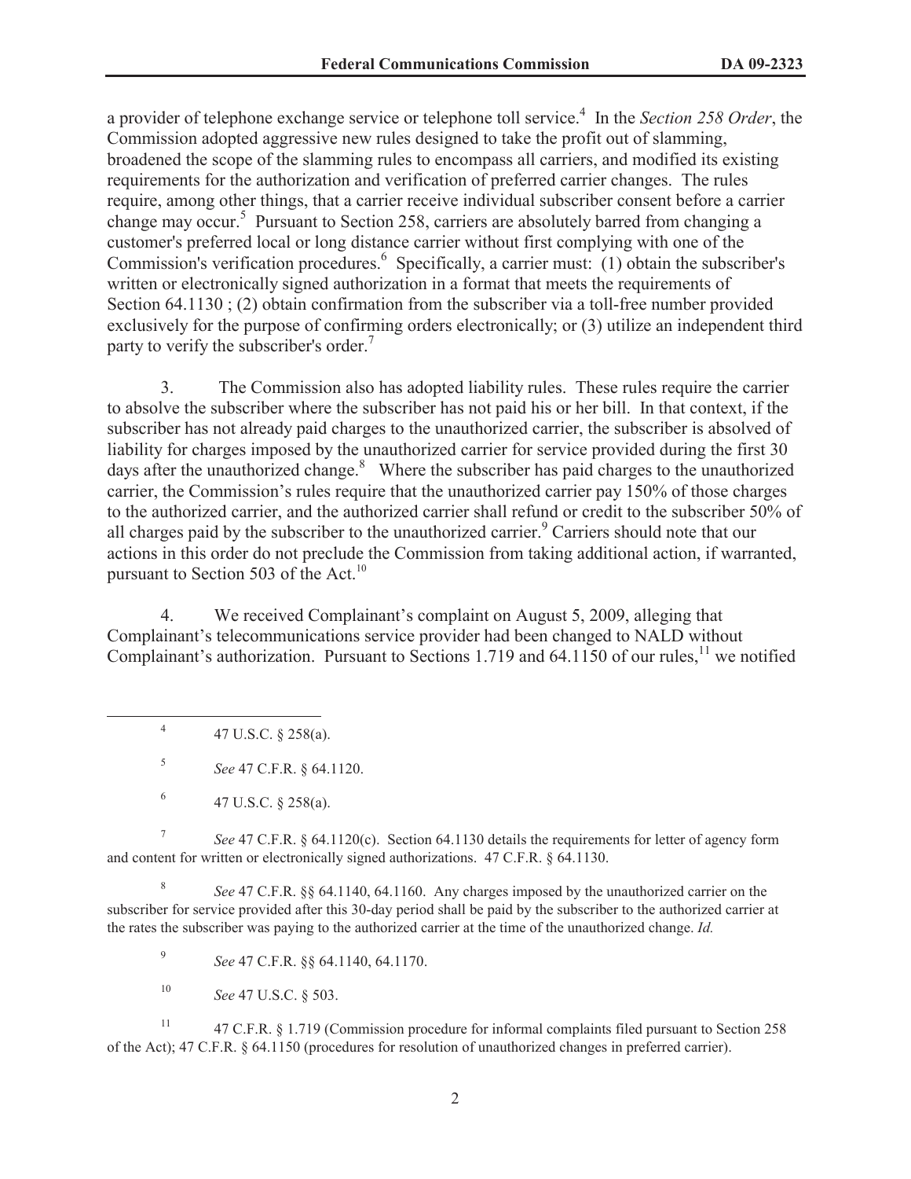a provider of telephone exchange service or telephone toll service.[4] In the *Section 258 Order*, the Commission adopted aggressive new rules designed to take the profit out of slamming, broadened the scope of the slamming rules to encompass all carriers, and modified its existing requirements for the authorization and verification of preferred carrier changes. The rules require, among other things, that a carrier receive individual subscriber consent before a carrier change may occur.[5] Pursuant to Section 258, carriers are absolutely barred from changing a customer's preferred local or long distance carrier without first complying with one of the Commission's verification procedures.[6] Specifically, a carrier must: (1) obtain the subscriber's written or electronically signed authorization in a format that meets the requirements of Section 64.1130 ; (2) obtain confirmation from the subscriber via a toll-free number provided exclusively for the purpose of confirming orders electronically; or (3) utilize an independent third party to verify the subscriber's order.[7]

3. The Commission also has adopted liability rules. These rules require the carrier to absolve the subscriber where the subscriber has not paid his or her bill. In that context, if the subscriber has not already paid charges to the unauthorized carrier, the subscriber is absolved of liability for charges imposed by the unauthorized carrier for service provided during the first 30 days after the unauthorized change.[8] Where the subscriber has paid charges to the unauthorized carrier, the Commission's rules require that the unauthorized carrier pay 150% of those charges to the authorized carrier, and the authorized carrier shall refund or credit to the subscriber 50% of all charges paid by the subscriber to the unauthorized carrier.[9] Carriers should note that our actions in this order do not preclude the Commission from taking additional action, if warranted, pursuant to Section 503 of the Act.[10]

4. We received Complainant's complaint on August 5, 2009, alleging that Complainant's telecommunications service provider had been changed to NALD without Complainant's authorization. Pursuant to Sections 1.719 and 64.1150 of our rules,[11] we notified

---

[4] 47 U.S.C. § 258(a).

[5] *See* 47 C.F.R. § 64.1120.

[6] 47 U.S.C. § 258(a).

[7] *See* 47 C.F.R. § 64.1120(c). Section 64.1130 details the requirements for letter of agency form and content for written or electronically signed authorizations. 47 C.F.R. § 64.1130.

[8] *See* 47 C.F.R. §§ 64.1140, 64.1160. Any charges imposed by the unauthorized carrier on the subscriber for service provided after this 30-day period shall be paid by the subscriber to the authorized carrier at the rates the subscriber was paying to the authorized carrier at the time of the unauthorized change. *Id.*

[9] *See* 47 C.F.R. §§ 64.1140, 64.1170.

[10] *See* 47 U.S.C. § 503.

[11] 47 C.F.R. § 1.719 (Commission procedure for informal complaints filed pursuant to Section 258 of the Act); 47 C.F.R. § 64.1150 (procedures for resolution of unauthorized changes in preferred carrier).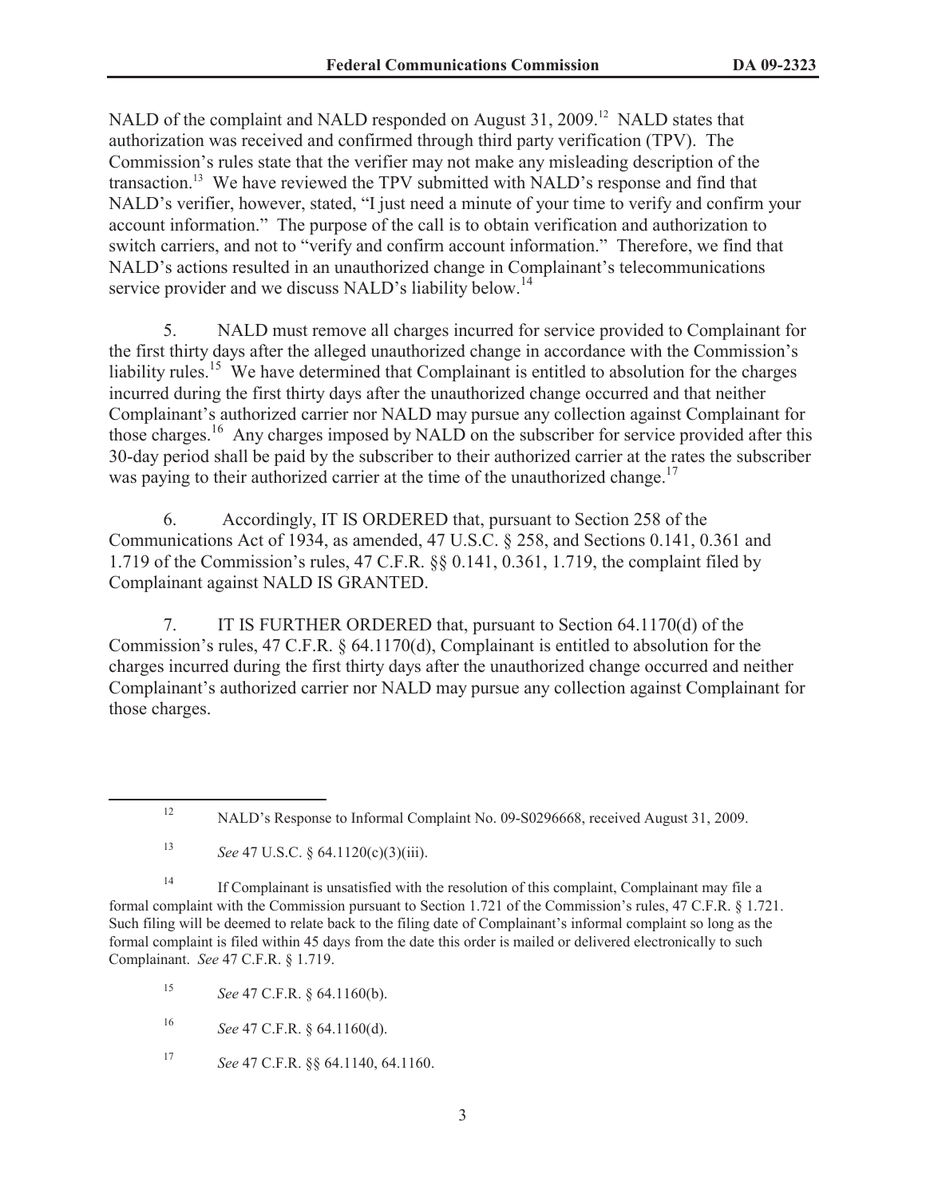NALD of the complaint and NALD responded on August 31, 2009.[12] NALD states that authorization was received and confirmed through third party verification (TPV). The Commission's rules state that the verifier may not make any misleading description of the transaction.[13] We have reviewed the TPV submitted with NALD's response and find that NALD's verifier, however, stated, "I just need a minute of your time to verify and confirm your account information." The purpose of the call is to obtain verification and authorization to switch carriers, and not to "verify and confirm account information." Therefore, we find that NALD's actions resulted in an unauthorized change in Complainant's telecommunications service provider and we discuss NALD's liability below.[14]

5. NALD must remove all charges incurred for service provided to Complainant for the first thirty days after the alleged unauthorized change in accordance with the Commission's liability rules.[15] We have determined that Complainant is entitled to absolution for the charges incurred during the first thirty days after the unauthorized change occurred and that neither Complainant's authorized carrier nor NALD may pursue any collection against Complainant for those charges.[16] Any charges imposed by NALD on the subscriber for service provided after this 30-day period shall be paid by the subscriber to their authorized carrier at the rates the subscriber was paying to their authorized carrier at the time of the unauthorized change.[17]

6. Accordingly, IT IS ORDERED that, pursuant to Section 258 of the Communications Act of 1934, as amended, 47 U.S.C. § 258, and Sections 0.141, 0.361 and 1.719 of the Commission's rules, 47 C.F.R. §§ 0.141, 0.361, 1.719, the complaint filed by Complainant against NALD IS GRANTED.

7. IT IS FURTHER ORDERED that, pursuant to Section 64.1170(d) of the Commission's rules, 47 C.F.R. § 64.1170(d), Complainant is entitled to absolution for the charges incurred during the first thirty days after the unauthorized change occurred and neither Complainant's authorized carrier nor NALD may pursue any collection against Complainant for those charges.

---

[12] NALD's Response to Informal Complaint No. 09-S0296668, received August 31, 2009.

[13] *See* 47 U.S.C. § 64.1120(c)(3)(iii).

[14] If Complainant is unsatisfied with the resolution of this complaint, Complainant may file a formal complaint with the Commission pursuant to Section 1.721 of the Commission's rules, 47 C.F.R. § 1.721. Such filing will be deemed to relate back to the filing date of Complainant's informal complaint so long as the formal complaint is filed within 45 days from the date this order is mailed or delivered electronically to such Complainant. *See* 47 C.F.R. § 1.719.

[15] *See* 47 C.F.R. § 64.1160(b).

[16] *See* 47 C.F.R. § 64.1160(d).

[17] *See* 47 C.F.R. §§ 64.1140, 64.1160.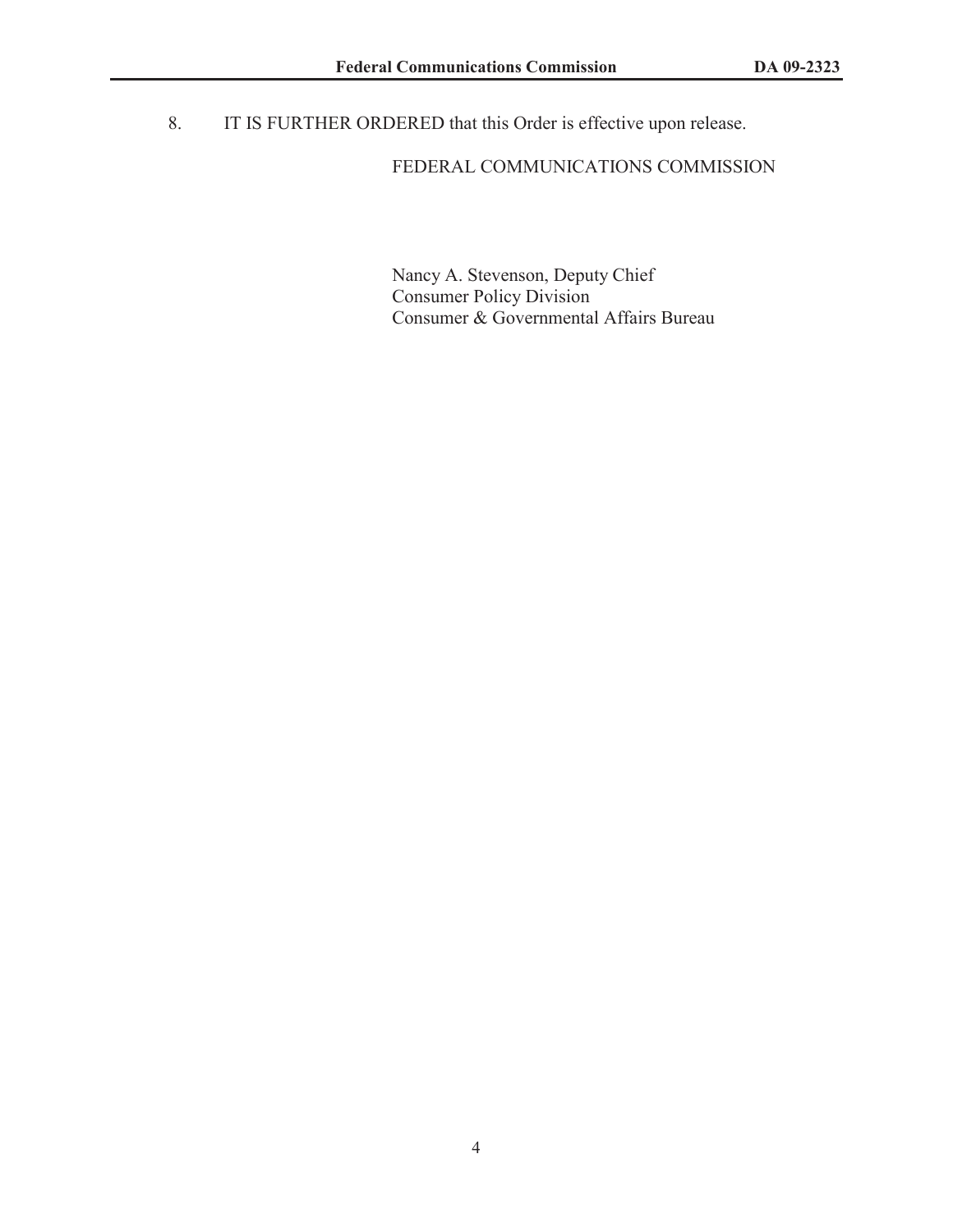8. IT IS FURTHER ORDERED that this Order is effective upon release.

FEDERAL COMMUNICATIONS COMMISSION

Nancy A. Stevenson, Deputy Chief
Consumer Policy Division
Consumer & Governmental Affairs Bureau